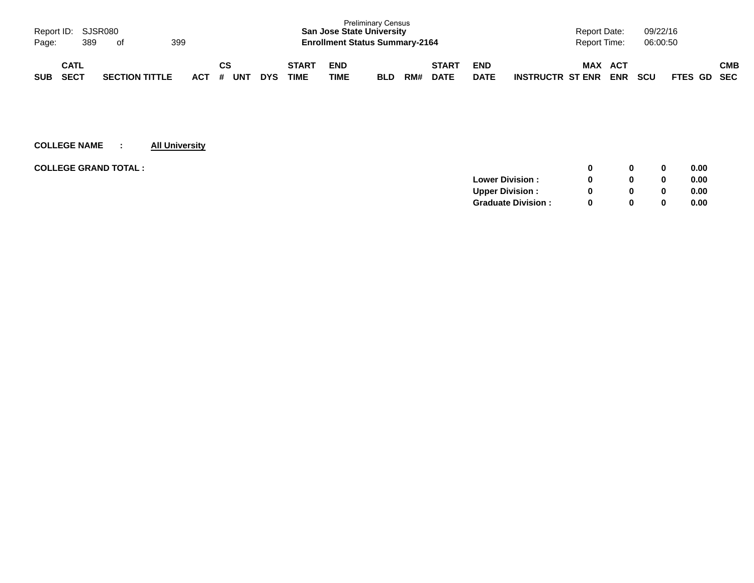Preliminary Census

**San Jose State University**

**Enrollment Status Summary-2164**

Report ID: SJSR080

Report Date: 09/22/16

Report Time: 06:00:50

| SUB | CATL SECT | SECTION TITTLE | ACT | CS # | UNT | DYS | START TIME | END TIME | BLD | RM# | START DATE | END DATE | INSTRUCTR | MAX ST ENR | ACT ENR | SCU | FTES | GD | CMB SEC |
|---|---|---|---|---|---|---|---|---|---|---|---|---|---|---|---|---|---|---|---|

**COLLEGE NAME : All University**

**COLLEGE GRAND TOTAL :**

| | MAX ST ENR | ACT ENR | SCU | FTES |
|---|---|---|---|---|
| **COLLEGE GRAND TOTAL :** | **0** | **0** | **0** | **0.00** |
| **Lower Division :** | **0** | **0** | **0** | **0.00** |
| **Upper Division :** | **0** | **0** | **0** | **0.00** |
| **Graduate Division :** | **0** | **0** | **0** | **0.00** |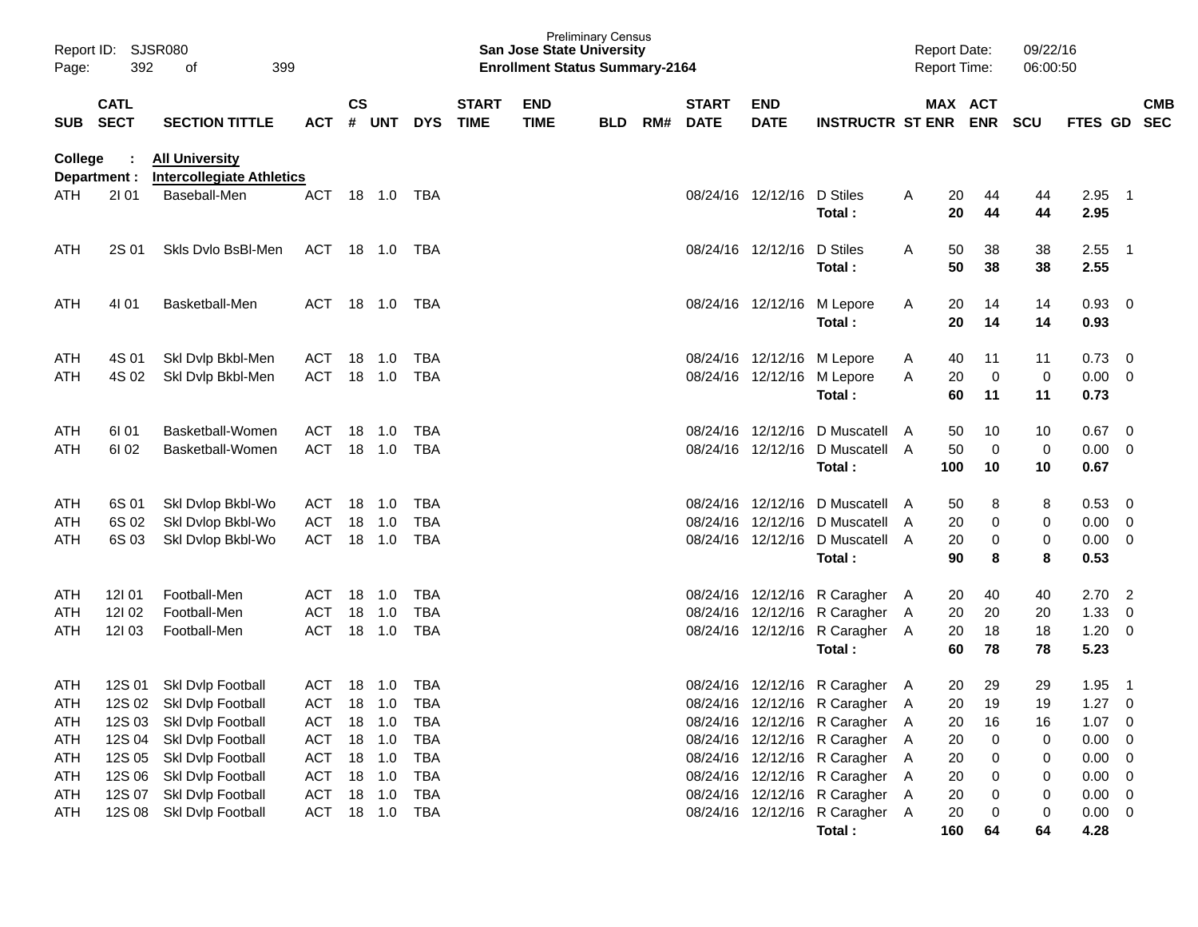Preliminary Census
**San Jose State University**
**Enrollment Status Summary-2164**

Report ID: SJSR080
Page: 392 of 399

Report Date: 09/22/16
Report Time: 06:00:50

**College : All University**
**Department : Intercollegiate Athletics**

| SUB | CATL SECT | SECTION TITTLE | ACT | CS # | UNT | DYS | START TIME | END TIME | BLD | RM# | START DATE | END DATE | INSTRUCTR | ST | MAX ENR | ACT ENR | SCU | FTES | GD | CMB SEC |
|---|---|---|---|---|---|---|---|---|---|---|---|---|---|---|---|---|---|---|---|---|
| ATH | 2I 01 | Baseball-Men | ACT | 18 | 1.0 | TBA | | | | | 08/24/16 | 12/12/16 | D Stiles | A | 20 | 44 | 44 | 2.95 | 1 | |
| | | | | | | | | | | | | | **Total :** | | **20** | **44** | **44** | **2.95** | | |
| ATH | 2S 01 | Skls Dvlo BsBl-Men | ACT | 18 | 1.0 | TBA | | | | | 08/24/16 | 12/12/16 | D Stiles | A | 50 | 38 | 38 | 2.55 | 1 | |
| | | | | | | | | | | | | | **Total :** | | **50** | **38** | **38** | **2.55** | | |
| ATH | 4I 01 | Basketball-Men | ACT | 18 | 1.0 | TBA | | | | | 08/24/16 | 12/12/16 | M Lepore | A | 20 | 14 | 14 | 0.93 | 0 | |
| | | | | | | | | | | | | | **Total :** | | **20** | **14** | **14** | **0.93** | | |
| ATH | 4S 01 | Skl Dvlp Bkbl-Men | ACT | 18 | 1.0 | TBA | | | | | 08/24/16 | 12/12/16 | M Lepore | A | 40 | 11 | 11 | 0.73 | 0 | |
| ATH | 4S 02 | Skl Dvlp Bkbl-Men | ACT | 18 | 1.0 | TBA | | | | | 08/24/16 | 12/12/16 | M Lepore | A | 20 | 0 | 0 | 0.00 | 0 | |
| | | | | | | | | | | | | | **Total :** | | **60** | **11** | **11** | **0.73** | | |
| ATH | 6I 01 | Basketball-Women | ACT | 18 | 1.0 | TBA | | | | | 08/24/16 | 12/12/16 | D Muscatell | A | 50 | 10 | 10 | 0.67 | 0 | |
| ATH | 6I 02 | Basketball-Women | ACT | 18 | 1.0 | TBA | | | | | 08/24/16 | 12/12/16 | D Muscatell | A | 50 | 0 | 0 | 0.00 | 0 | |
| | | | | | | | | | | | | | **Total :** | | **100** | **10** | **10** | **0.67** | | |
| ATH | 6S 01 | Skl Dvlop Bkbl-Wo | ACT | 18 | 1.0 | TBA | | | | | 08/24/16 | 12/12/16 | D Muscatell | A | 50 | 8 | 8 | 0.53 | 0 | |
| ATH | 6S 02 | Skl Dvlop Bkbl-Wo | ACT | 18 | 1.0 | TBA | | | | | 08/24/16 | 12/12/16 | D Muscatell | A | 20 | 0 | 0 | 0.00 | 0 | |
| ATH | 6S 03 | Skl Dvlop Bkbl-Wo | ACT | 18 | 1.0 | TBA | | | | | 08/24/16 | 12/12/16 | D Muscatell | A | 20 | 0 | 0 | 0.00 | 0 | |
| | | | | | | | | | | | | | **Total :** | | **90** | **8** | **8** | **0.53** | | |
| ATH | 12I 01 | Football-Men | ACT | 18 | 1.0 | TBA | | | | | 08/24/16 | 12/12/16 | R Caragher | A | 20 | 40 | 40 | 2.70 | 2 | |
| ATH | 12I 02 | Football-Men | ACT | 18 | 1.0 | TBA | | | | | 08/24/16 | 12/12/16 | R Caragher | A | 20 | 20 | 20 | 1.33 | 0 | |
| ATH | 12I 03 | Football-Men | ACT | 18 | 1.0 | TBA | | | | | 08/24/16 | 12/12/16 | R Caragher | A | 20 | 18 | 18 | 1.20 | 0 | |
| | | | | | | | | | | | | | **Total :** | | **60** | **78** | **78** | **5.23** | | |
| ATH | 12S 01 | Skl Dvlp Football | ACT | 18 | 1.0 | TBA | | | | | 08/24/16 | 12/12/16 | R Caragher | A | 20 | 29 | 29 | 1.95 | 1 | |
| ATH | 12S 02 | Skl Dvlp Football | ACT | 18 | 1.0 | TBA | | | | | 08/24/16 | 12/12/16 | R Caragher | A | 20 | 19 | 19 | 1.27 | 0 | |
| ATH | 12S 03 | Skl Dvlp Football | ACT | 18 | 1.0 | TBA | | | | | 08/24/16 | 12/12/16 | R Caragher | A | 20 | 16 | 16 | 1.07 | 0 | |
| ATH | 12S 04 | Skl Dvlp Football | ACT | 18 | 1.0 | TBA | | | | | 08/24/16 | 12/12/16 | R Caragher | A | 20 | 0 | 0 | 0.00 | 0 | |
| ATH | 12S 05 | Skl Dvlp Football | ACT | 18 | 1.0 | TBA | | | | | 08/24/16 | 12/12/16 | R Caragher | A | 20 | 0 | 0 | 0.00 | 0 | |
| ATH | 12S 06 | Skl Dvlp Football | ACT | 18 | 1.0 | TBA | | | | | 08/24/16 | 12/12/16 | R Caragher | A | 20 | 0 | 0 | 0.00 | 0 | |
| ATH | 12S 07 | Skl Dvlp Football | ACT | 18 | 1.0 | TBA | | | | | 08/24/16 | 12/12/16 | R Caragher | A | 20 | 0 | 0 | 0.00 | 0 | |
| ATH | 12S 08 | Skl Dvlp Football | ACT | 18 | 1.0 | TBA | | | | | 08/24/16 | 12/12/16 | R Caragher | A | 20 | 0 | 0 | 0.00 | 0 | |
| | | | | | | | | | | | | | **Total :** | | **160** | **64** | **64** | **4.28** | | |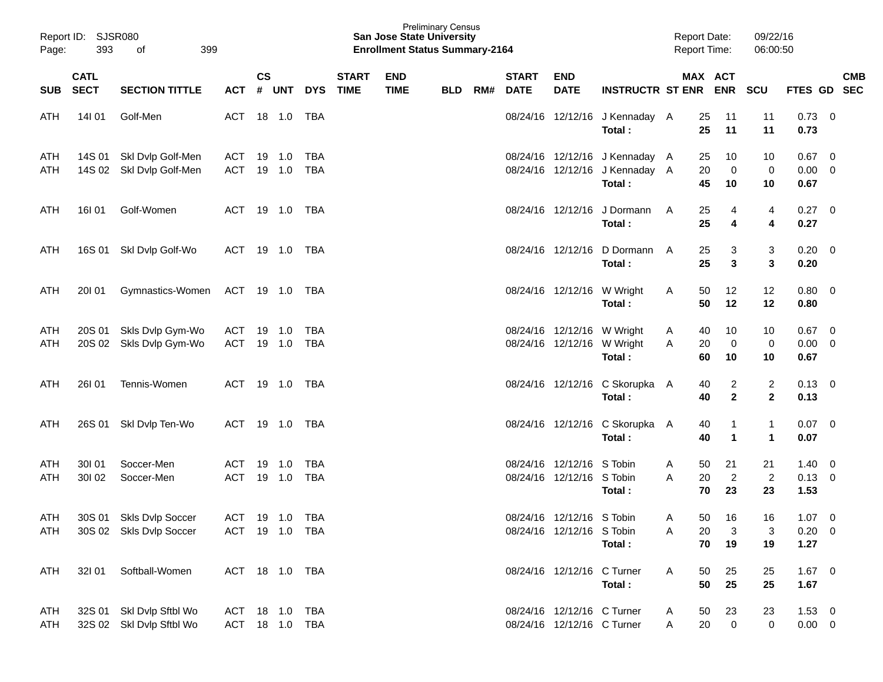Preliminary Census
**San Jose State University**
**Enrollment Status Summary-2164**

Report ID: SJSR080
Report Date: 09/22/16
Report Time: 06:00:50

| SUB | CATL SECT | SECTION TITTLE | ACT | CS # | UNT | DYS | START TIME | END TIME | BLD | RM# | START DATE | END DATE | INSTRUCTR | ST | MAX ENR | ACT ENR | SCU | FTES | GD | CMB SEC |
|---|---|---|---|---|---|---|---|---|---|---|---|---|---|---|---|---|---|---|---|---|
| ATH | 14I 01 | Golf-Men | ACT | 18 | 1.0 | TBA | | | | | 08/24/16 | 12/12/16 | J Kennaday | A | 25 | 11 | 11 | 0.73 | 0 | |
| | | | | | | | | | | | | | **Total :** | | **25** | **11** | **11** | **0.73** | | |
| ATH | 14S 01 | Skl Dvlp Golf-Men | ACT | 19 | 1.0 | TBA | | | | | 08/24/16 | 12/12/16 | J Kennaday | A | 25 | 10 | 10 | 0.67 | 0 | |
| ATH | 14S 02 | Skl Dvlp Golf-Men | ACT | 19 | 1.0 | TBA | | | | | 08/24/16 | 12/12/16 | J Kennaday | A | 20 | 0 | 0 | 0.00 | 0 | |
| | | | | | | | | | | | | | **Total :** | | **45** | **10** | **10** | **0.67** | | |
| ATH | 16I 01 | Golf-Women | ACT | 19 | 1.0 | TBA | | | | | 08/24/16 | 12/12/16 | J Dormann | A | 25 | 4 | 4 | 0.27 | 0 | |
| | | | | | | | | | | | | | **Total :** | | **25** | **4** | **4** | **0.27** | | |
| ATH | 16S 01 | Skl Dvlp Golf-Wo | ACT | 19 | 1.0 | TBA | | | | | 08/24/16 | 12/12/16 | D Dormann | A | 25 | 3 | 3 | 0.20 | 0 | |
| | | | | | | | | | | | | | **Total :** | | **25** | **3** | **3** | **0.20** | | |
| ATH | 20I 01 | Gymnastics-Women | ACT | 19 | 1.0 | TBA | | | | | 08/24/16 | 12/12/16 | W Wright | A | 50 | 12 | 12 | 0.80 | 0 | |
| | | | | | | | | | | | | | **Total :** | | **50** | **12** | **12** | **0.80** | | |
| ATH | 20S 01 | Skls Dvlp Gym-Wo | ACT | 19 | 1.0 | TBA | | | | | 08/24/16 | 12/12/16 | W Wright | A | 40 | 10 | 10 | 0.67 | 0 | |
| ATH | 20S 02 | Skls Dvlp Gym-Wo | ACT | 19 | 1.0 | TBA | | | | | 08/24/16 | 12/12/16 | W Wright | A | 20 | 0 | 0 | 0.00 | 0 | |
| | | | | | | | | | | | | | **Total :** | | **60** | **10** | **10** | **0.67** | | |
| ATH | 26I 01 | Tennis-Women | ACT | 19 | 1.0 | TBA | | | | | 08/24/16 | 12/12/16 | C Skorupka | A | 40 | 2 | 2 | 0.13 | 0 | |
| | | | | | | | | | | | | | **Total :** | | **40** | **2** | **2** | **0.13** | | |
| ATH | 26S 01 | Skl Dvlp Ten-Wo | ACT | 19 | 1.0 | TBA | | | | | 08/24/16 | 12/12/16 | C Skorupka | A | 40 | 1 | 1 | 0.07 | 0 | |
| | | | | | | | | | | | | | **Total :** | | **40** | **1** | **1** | **0.07** | | |
| ATH | 30I 01 | Soccer-Men | ACT | 19 | 1.0 | TBA | | | | | 08/24/16 | 12/12/16 | S Tobin | A | 50 | 21 | 21 | 1.40 | 0 | |
| ATH | 30I 02 | Soccer-Men | ACT | 19 | 1.0 | TBA | | | | | 08/24/16 | 12/12/16 | S Tobin | A | 20 | 2 | 2 | 0.13 | 0 | |
| | | | | | | | | | | | | | **Total :** | | **70** | **23** | **23** | **1.53** | | |
| ATH | 30S 01 | Skls Dvlp Soccer | ACT | 19 | 1.0 | TBA | | | | | 08/24/16 | 12/12/16 | S Tobin | A | 50 | 16 | 16 | 1.07 | 0 | |
| ATH | 30S 02 | Skls Dvlp Soccer | ACT | 19 | 1.0 | TBA | | | | | 08/24/16 | 12/12/16 | S Tobin | A | 20 | 3 | 3 | 0.20 | 0 | |
| | | | | | | | | | | | | | **Total :** | | **70** | **19** | **19** | **1.27** | | |
| ATH | 32I 01 | Softball-Women | ACT | 18 | 1.0 | TBA | | | | | 08/24/16 | 12/12/16 | C Turner | A | 50 | 25 | 25 | 1.67 | 0 | |
| | | | | | | | | | | | | | **Total :** | | **50** | **25** | **25** | **1.67** | | |
| ATH | 32S 01 | Skl Dvlp Sftbl Wo | ACT | 18 | 1.0 | TBA | | | | | 08/24/16 | 12/12/16 | C Turner | A | 50 | 23 | 23 | 1.53 | 0 | |
| ATH | 32S 02 | Skl Dvlp Sftbl Wo | ACT | 18 | 1.0 | TBA | | | | | 08/24/16 | 12/12/16 | C Turner | A | 20 | 0 | 0 | 0.00 | 0 | |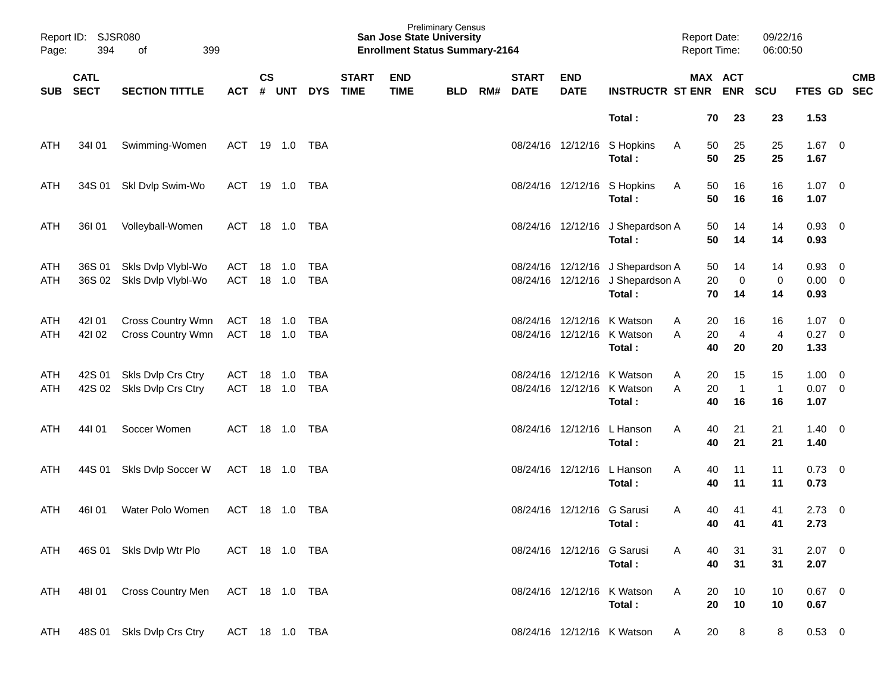Report ID: SJSR080
Page: 394 of 399

Preliminary Census
**San Jose State University**
**Enrollment Status Summary-2164**

Report Date: 09/22/16
Report Time: 06:00:50

| SUB | CATL SECT | SECTION TITTLE | ACT | CS # | UNT | DYS | START TIME | END TIME | BLD | RM# | START DATE | END DATE | INSTRUCTR | ST | MAX ENR | ACT ENR | SCU | FTES | GD | CMB SEC |
|---|---|---|---|---|---|---|---|---|---|---|---|---|---|---|---|---|---|---|---|---|
| | | | | | | | | | | | | | **Total :** | | **70** | **23** | **23** | **1.53** | | |
| ATH | 34I 01 | Swimming-Women | ACT | 19 | 1.0 | TBA | | | | | 08/24/16 | 12/12/16 | S Hopkins | A | 50 | 25 | 25 | 1.67 | 0 | |
| | | | | | | | | | | | | | **Total :** | | **50** | **25** | **25** | **1.67** | | |
| ATH | 34S 01 | Skl Dvlp Swim-Wo | ACT | 19 | 1.0 | TBA | | | | | 08/24/16 | 12/12/16 | S Hopkins | A | 50 | 16 | 16 | 1.07 | 0 | |
| | | | | | | | | | | | | | **Total :** | | **50** | **16** | **16** | **1.07** | | |
| ATH | 36I 01 | Volleyball-Women | ACT | 18 | 1.0 | TBA | | | | | 08/24/16 | 12/12/16 | J Shepardson | A | 50 | 14 | 14 | 0.93 | 0 | |
| | | | | | | | | | | | | | **Total :** | | **50** | **14** | **14** | **0.93** | | |
| ATH | 36S 01 | Skls Dvlp Vlybl-Wo | ACT | 18 | 1.0 | TBA | | | | | 08/24/16 | 12/12/16 | J Shepardson | A | 50 | 14 | 14 | 0.93 | 0 | |
| ATH | 36S 02 | Skls Dvlp Vlybl-Wo | ACT | 18 | 1.0 | TBA | | | | | 08/24/16 | 12/12/16 | J Shepardson | A | 20 | 0 | 0 | 0.00 | 0 | |
| | | | | | | | | | | | | | **Total :** | | **70** | **14** | **14** | **0.93** | | |
| ATH | 42I 01 | Cross Country Wmn | ACT | 18 | 1.0 | TBA | | | | | 08/24/16 | 12/12/16 | K Watson | A | 20 | 16 | 16 | 1.07 | 0 | |
| ATH | 42I 02 | Cross Country Wmn | ACT | 18 | 1.0 | TBA | | | | | 08/24/16 | 12/12/16 | K Watson | A | 20 | 4 | 4 | 0.27 | 0 | |
| | | | | | | | | | | | | | **Total :** | | **40** | **20** | **20** | **1.33** | | |
| ATH | 42S 01 | Skls Dvlp Crs Ctry | ACT | 18 | 1.0 | TBA | | | | | 08/24/16 | 12/12/16 | K Watson | A | 20 | 15 | 15 | 1.00 | 0 | |
| ATH | 42S 02 | Skls Dvlp Crs Ctry | ACT | 18 | 1.0 | TBA | | | | | 08/24/16 | 12/12/16 | K Watson | A | 20 | 1 | 1 | 0.07 | 0 | |
| | | | | | | | | | | | | | **Total :** | | **40** | **16** | **16** | **1.07** | | |
| ATH | 44I 01 | Soccer Women | ACT | 18 | 1.0 | TBA | | | | | 08/24/16 | 12/12/16 | L Hanson | A | 40 | 21 | 21 | 1.40 | 0 | |
| | | | | | | | | | | | | | **Total :** | | **40** | **21** | **21** | **1.40** | | |
| ATH | 44S 01 | Skls Dvlp Soccer W | ACT | 18 | 1.0 | TBA | | | | | 08/24/16 | 12/12/16 | L Hanson | A | 40 | 11 | 11 | 0.73 | 0 | |
| | | | | | | | | | | | | | **Total :** | | **40** | **11** | **11** | **0.73** | | |
| ATH | 46I 01 | Water Polo Women | ACT | 18 | 1.0 | TBA | | | | | 08/24/16 | 12/12/16 | G Sarusi | A | 40 | 41 | 41 | 2.73 | 0 | |
| | | | | | | | | | | | | | **Total :** | | **40** | **41** | **41** | **2.73** | | |
| ATH | 46S 01 | Skls Dvlp Wtr Plo | ACT | 18 | 1.0 | TBA | | | | | 08/24/16 | 12/12/16 | G Sarusi | A | 40 | 31 | 31 | 2.07 | 0 | |
| | | | | | | | | | | | | | **Total :** | | **40** | **31** | **31** | **2.07** | | |
| ATH | 48I 01 | Cross Country Men | ACT | 18 | 1.0 | TBA | | | | | 08/24/16 | 12/12/16 | K Watson | A | 20 | 10 | 10 | 0.67 | 0 | |
| | | | | | | | | | | | | | **Total :** | | **20** | **10** | **10** | **0.67** | | |
| ATH | 48S 01 | Skls Dvlp Crs Ctry | ACT | 18 | 1.0 | TBA | | | | | 08/24/16 | 12/12/16 | K Watson | A | 20 | 8 | 8 | 0.53 | 0 | |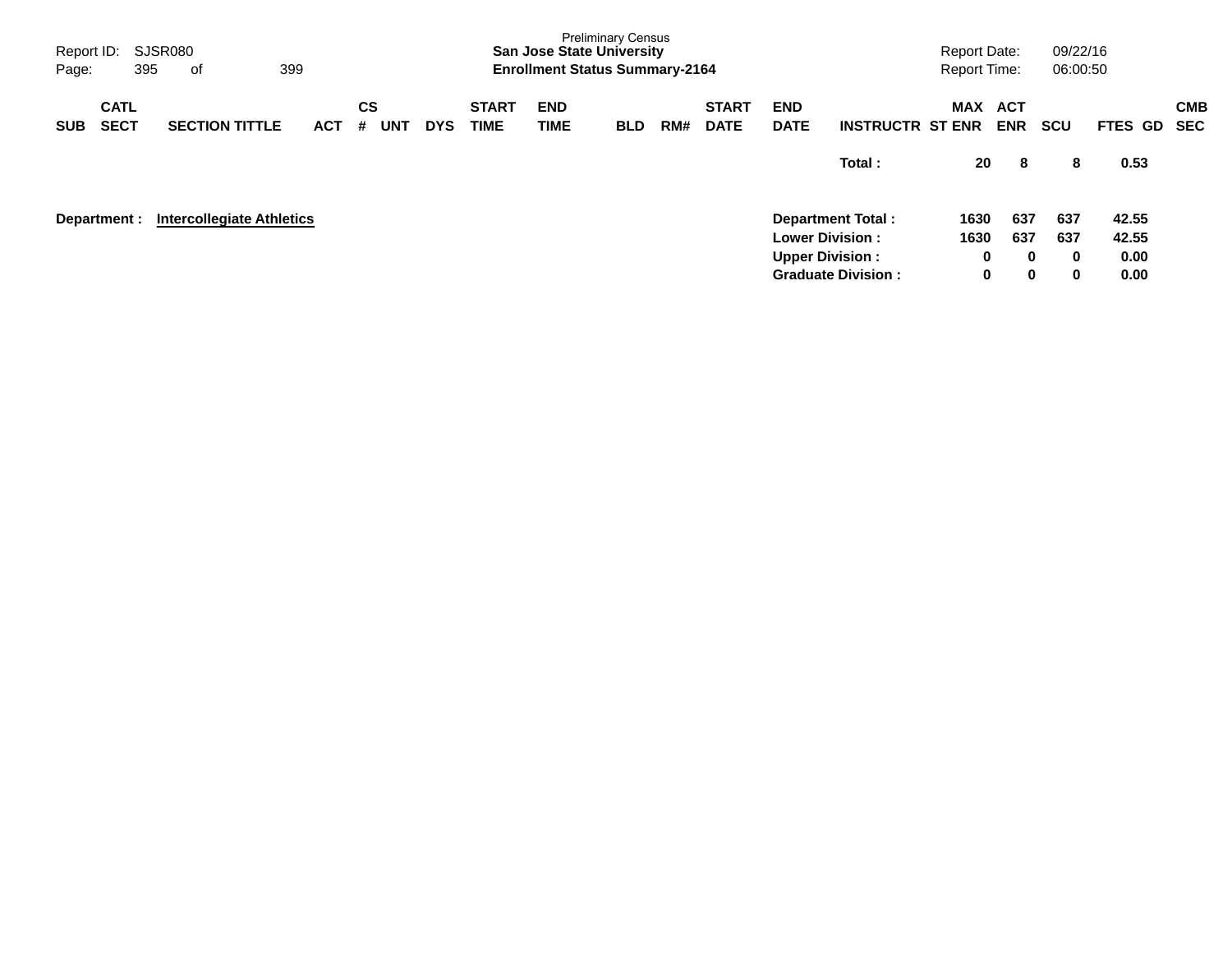Preliminary Census

**San Jose State University**

**Enrollment Status Summary-2164**

Report ID: SJSR080
Report Date: 09/22/16
Report Time: 06:00:50

| SUB | CATL SECT | SECTION TITTLE | ACT | CS # | UNT | DYS | START TIME | END TIME | BLD | RM# | START DATE | END DATE | INSTRUCTR | MAX ST ENR | ACT ENR | SCU | FTES | GD | CMB SEC |
|---|---|---|---|---|---|---|---|---|---|---|---|---|---|---|---|---|---|---|---|
| | | | | | | | | | | | | | **Total :** | **20** | **8** | **8** | **0.53** | | |

**Department : Intercollegiate Athletics**

| | MAX ST ENR | ACT ENR | SCU | FTES |
|---|---|---|---|---|
| **Department Total :** | **1630** | **637** | **637** | **42.55** |
| **Lower Division :** | **1630** | **637** | **637** | **42.55** |
| **Upper Division :** | **0** | **0** | **0** | **0.00** |
| **Graduate Division :** | **0** | **0** | **0** | **0.00** |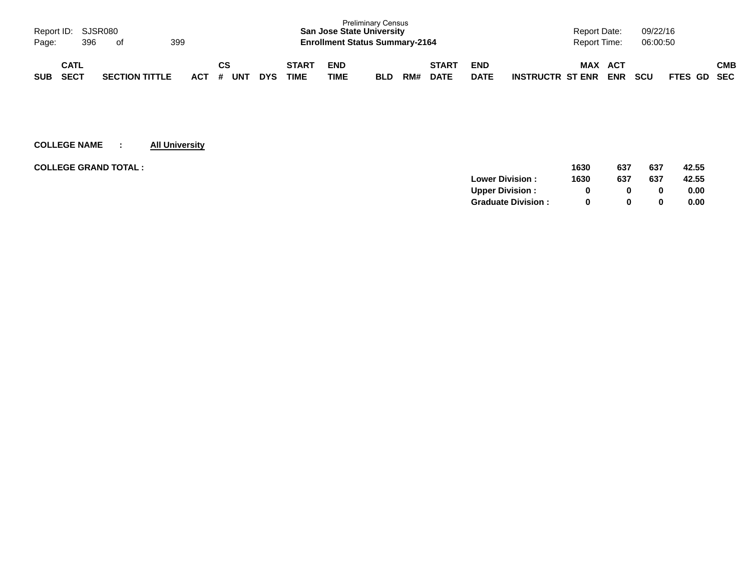| SUB | CATL SECT | SECTION TITTLE | ACT | CS # | UNT | DYS | START TIME | END TIME | BLD | RM# | START DATE | END DATE | INSTRUCTR | MAX ST ENR | ACT ENR | SCU | FTES | GD | CMB SEC |
|---|---|---|---|---|---|---|---|---|---|---|---|---|---|---|---|---|---|---|---|

**COLLEGE NAME : All University**

**COLLEGE GRAND TOTAL :**

| | MAX ST ENR | ACT ENR | SCU | FTES |
|---|---|---|---|---|
| | 1630 | 637 | 637 | 42.55 |
| Lower Division : | 1630 | 637 | 637 | 42.55 |
| Upper Division : | 0 | 0 | 0 | 0.00 |
| Graduate Division : | 0 | 0 | 0 | 0.00 |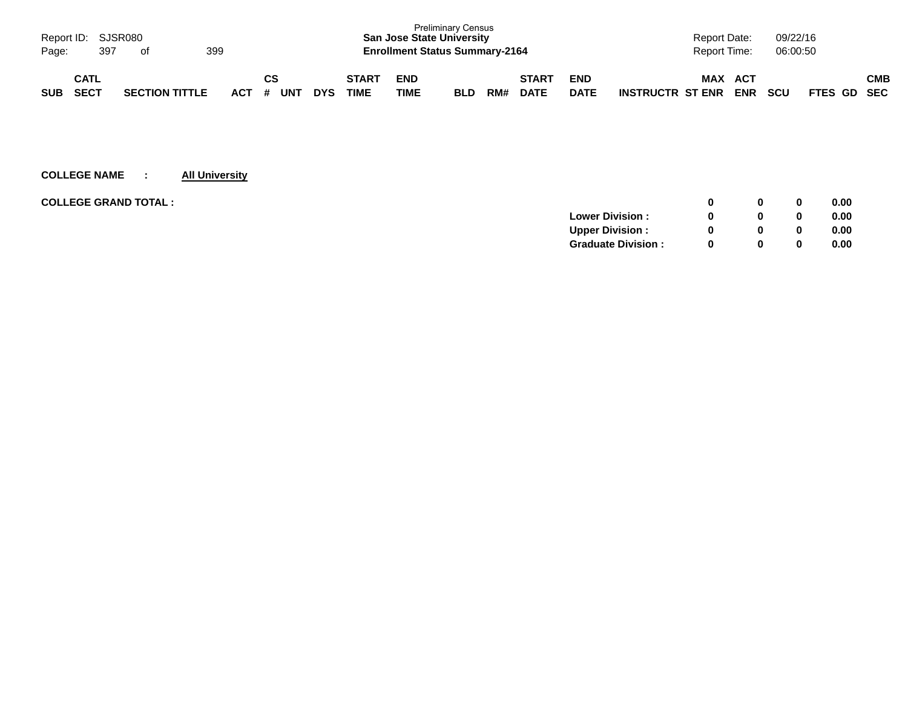| SUB | CATL SECT | SECTION TITTLE | ACT | CS # | UNT | DYS | START TIME | END TIME | BLD | RM# | START DATE | END DATE | INSTRUCTR | MAX ST ENR | ACT ENR | SCU | FTES | GD | CMB SEC |
|---|---|---|---|---|---|---|---|---|---|---|---|---|---|---|---|---|---|---|---|

**COLLEGE NAME : All University**

| | | MAX ST ENR | ACT ENR | SCU | FTES |
|---|---|---|---|---|---|
| **COLLEGE GRAND TOTAL :** | | **0** | **0** | **0** | **0.00** |
| | **Lower Division :** | **0** | **0** | **0** | **0.00** |
| | **Upper Division :** | **0** | **0** | **0** | **0.00** |
| | **Graduate Division :** | **0** | **0** | **0** | **0.00** |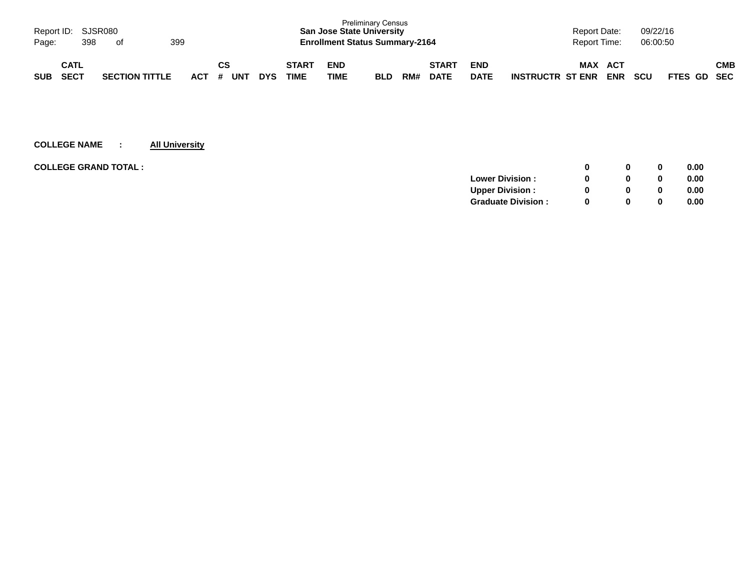Preliminary Census
**San Jose State University**
**Enrollment Status Summary-2164**

Report ID: SJSR080
Report Date: 09/22/16
Report Time: 06:00:50

| SUB | CATL SECT | SECTION TITTLE | ACT | CS # | UNT | DYS | START TIME | END TIME | BLD | RM# | START DATE | END DATE | INSTRUCTR | MAX ST ENR | ACT ENR | SCU | FTES | GD | CMB SEC |
|---|---|---|---|---|---|---|---|---|---|---|---|---|---|---|---|---|---|---|---|

**COLLEGE NAME : All University**

| | | | | |
|---|---|---|---|---|
| **COLLEGE GRAND TOTAL :** | **0** | **0** | **0** | **0.00** |
| **Lower Division :** | **0** | **0** | **0** | **0.00** |
| **Upper Division :** | **0** | **0** | **0** | **0.00** |
| **Graduate Division :** | **0** | **0** | **0** | **0.00** |